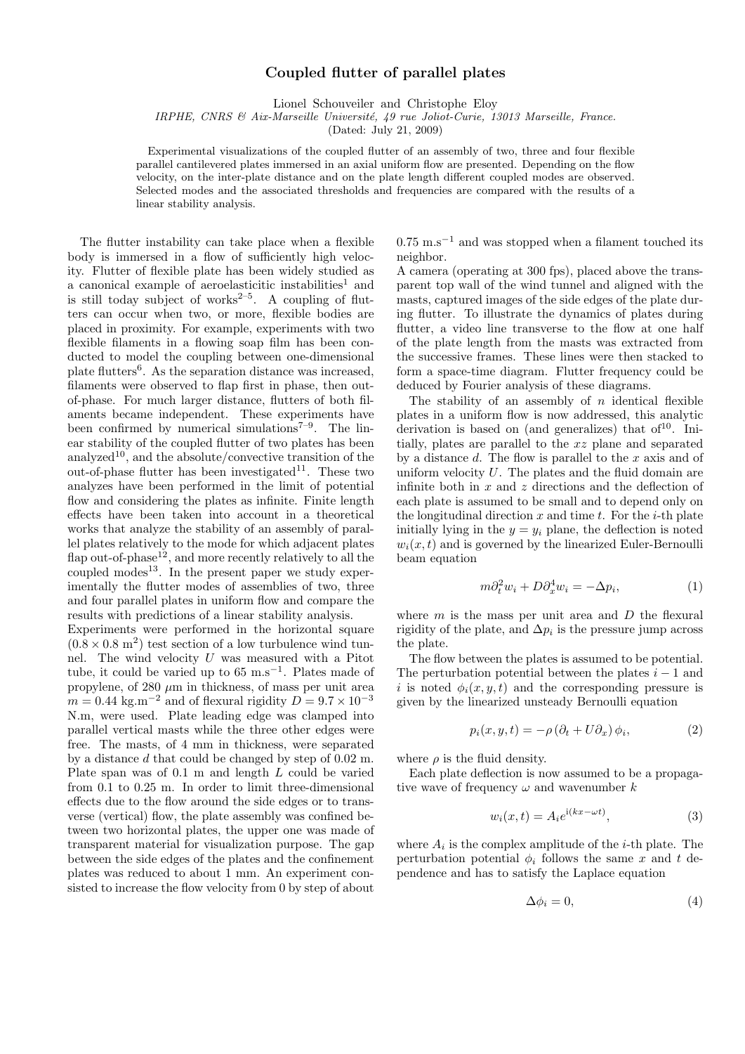# Coupled flutter of parallel plates

Lionel Schouveiler and Christophe Eloy

*IRPHE, CNRS & Aix-Marseille Université, 49 rue Joliot-Curie, 13013 Marseille, France.*

(Dated: July 21, 2009)

Experimental visualizations of the coupled flutter of an assembly of two, three and four flexible parallel cantilevered plates immersed in an axial uniform flow are presented. Depending on the flow velocity, on the inter-plate distance and on the plate length different coupled modes are observed. Selected modes and the associated thresholds and frequencies are compared with the results of a linear stability analysis.

The flutter instability can take place when a flexible body is immersed in a flow of sufficiently high velocity. Flutter of flexible plate has been widely studied as a canonical example of aeroelasticitic instabilities[1] and is still today subject of works[2–5]. A coupling of flutters can occur when two, or more, flexible bodies are placed in proximity. For example, experiments with two flexible filaments in a flowing soap film has been conducted to model the coupling between one-dimensional plate flutters[6]. As the separation distance was increased, filaments were observed to flap first in phase, then out-of-phase. For much larger distance, flutters of both filaments became independent. These experiments have been confirmed by numerical simulations[7–9]. The linear stability of the coupled flutter of two plates has been analyzed[10], and the absolute/convective transition of the out-of-phase flutter has been investigated[11]. These two analyzes have been performed in the limit of potential flow and considering the plates as infinite. Finite length effects have been taken into account in a theoretical works that analyze the stability of an assembly of parallel plates relatively to the mode for which adjacent plates flap out-of-phase[12], and more recently relatively to all the coupled modes[13]. In the present paper we study experimentally the flutter modes of assemblies of two, three and four parallel plates in uniform flow and compare the results with predictions of a linear stability analysis.

Experiments were performed in the horizontal square ($0.8 \times 0.8$ m$^2$) test section of a low turbulence wind tunnel. The wind velocity $U$ was measured with a Pitot tube, it could be varied up to 65 m.s$^{-1}$. Plates made of propylene, of 280 $\mu$m in thickness, of mass per unit area $m = 0.44$ kg.m$^{-2}$ and of flexural rigidity $D = 9.7 \times 10^{-3}$ N.m, were used. Plate leading edge was clamped into parallel vertical masts while the three other edges were free. The masts, of 4 mm in thickness, were separated by a distance $d$ that could be changed by step of 0.02 m. Plate span was of 0.1 m and length $L$ could be varied from 0.1 to 0.25 m. In order to limit three-dimensional effects due to the flow around the side edges or to transverse (vertical) flow, the plate assembly was confined between two horizontal plates, the upper one was made of transparent material for visualization purpose. The gap between the side edges of the plates and the confinement plates was reduced to about 1 mm. An experiment consisted to increase the flow velocity from 0 by step of about 0.75 m.s$^{-1}$ and was stopped when a filament touched its neighbor.

A camera (operating at 300 fps), placed above the transparent top wall of the wind tunnel and aligned with the masts, captured images of the side edges of the plate during flutter. To illustrate the dynamics of plates during flutter, a video line transverse to the flow at one half of the plate length from the masts was extracted from the successive frames. These lines were then stacked to form a space-time diagram. Flutter frequency could be deduced by Fourier analysis of these diagrams.

The stability of an assembly of $n$ identical flexible plates in a uniform flow is now addressed, this analytic derivation is based on (and generalizes) that of[10]. Initially, plates are parallel to the $xz$ plane and separated by a distance $d$. The flow is parallel to the $x$ axis and of uniform velocity $U$. The plates and the fluid domain are infinite both in $x$ and $z$ directions and the deflection of each plate is assumed to be small and to depend only on the longitudinal direction $x$ and time $t$. For the $i$-th plate initially lying in the $y = y_i$ plane, the deflection is noted $w_i(x,t)$ and is governed by the linearized Euler-Bernoulli beam equation

$$m\partial_t^2 w_i + D\partial_x^4 w_i = -\Delta p_i, \tag{1}$$

where $m$ is the mass per unit area and $D$ the flexural rigidity of the plate, and $\Delta p_i$ is the pressure jump across the plate.

The flow between the plates is assumed to be potential. The perturbation potential between the plates $i-1$ and $i$ is noted $\phi_i(x,y,t)$ and the corresponding pressure is given by the linearized unsteady Bernoulli equation

$$p_i(x,y,t) = -\rho\left(\partial_t + U\partial_x\right)\phi_i, \tag{2}$$

where $\rho$ is the fluid density.

Each plate deflection is now assumed to be a propagative wave of frequency $\omega$ and wavenumber $k$

$$w_i(x,t) = A_i e^{\mathrm{i}(kx-\omega t)}, \tag{3}$$

where $A_i$ is the complex amplitude of the $i$-th plate. The perturbation potential $\phi_i$ follows the same $x$ and $t$ dependence and has to satisfy the Laplace equation

$$\Delta\phi_i = 0, \tag{4}$$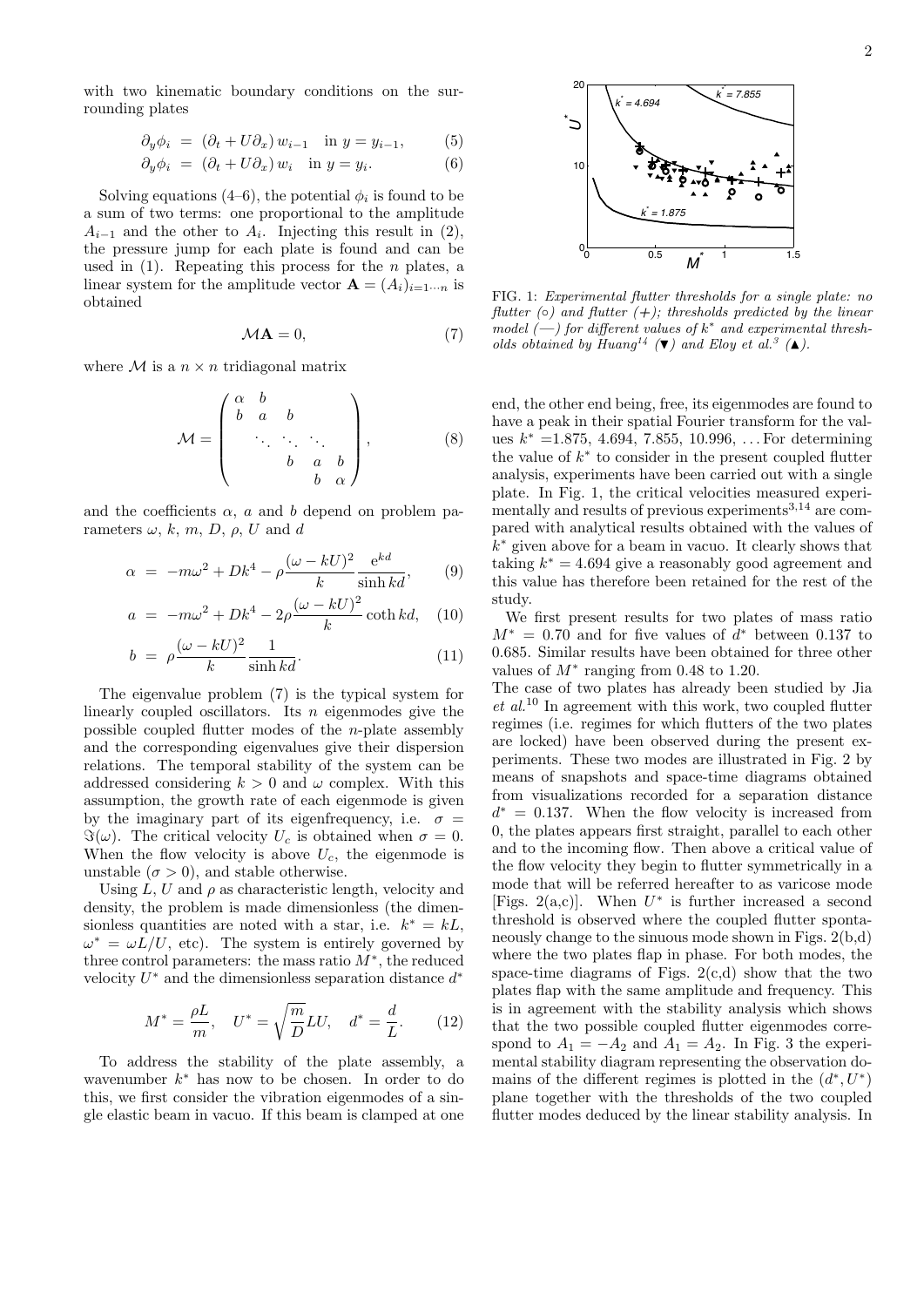with two kinematic boundary conditions on the surrounding plates

$$\partial_y \phi_i = (\partial_t + U\partial_x)\, w_{i-1} \quad \text{in } y = y_{i-1}, \tag{5}$$

$$\partial_y \phi_i = (\partial_t + U\partial_x)\, w_i \quad \text{in } y = y_i. \tag{6}$$

Solving equations (4–6), the potential $\phi_i$ is found to be a sum of two terms: one proportional to the amplitude $A_{i-1}$ and the other to $A_i$. Injecting this result in (2), the pressure jump for each plate is found and can be used in (1). Repeating this process for the $n$ plates, a linear system for the amplitude vector $\mathbf{A} = (A_i)_{i=1\cdots n}$ is obtained

$$\mathcal{M}\mathbf{A} = 0, \tag{7}$$

where $\mathcal{M}$ is a $n \times n$ tridiagonal matrix

$$\mathcal{M} = \begin{pmatrix} \alpha & b & & & \\ b & a & b & & \\ & \ddots & \ddots & \ddots & \\ & & b & a & b \\ & & & b & \alpha \end{pmatrix}, \tag{8}$$

and the coefficients $\alpha$, $a$ and $b$ depend on problem parameters $\omega$, $k$, $m$, $D$, $\rho$, $U$ and $d$

$$\alpha = -m\omega^2 + Dk^4 - \rho\frac{(\omega - kU)^2}{k}\frac{\mathrm{e}^{kd}}{\sinh kd}, \tag{9}$$

$$a = -m\omega^2 + Dk^4 - 2\rho\frac{(\omega - kU)^2}{k}\coth kd, \tag{10}$$

$$b = \rho\frac{(\omega - kU)^2}{k}\frac{1}{\sinh kd}. \tag{11}$$

The eigenvalue problem (7) is the typical system for linearly coupled oscillators. Its $n$ eigenmodes give the possible coupled flutter modes of the $n$-plate assembly and the corresponding eigenvalues give their dispersion relations. The temporal stability of the system can be addressed considering $k > 0$ and $\omega$ complex. With this assumption, the growth rate of each eigenmode is given by the imaginary part of its eigenfrequency, i.e. $\sigma = \Im(\omega)$. The critical velocity $U_c$ is obtained when $\sigma = 0$. When the flow velocity is above $U_c$, the eigenmode is unstable ($\sigma > 0$), and stable otherwise.

Using $L$, $U$ and $\rho$ as characteristic length, velocity and density, the problem is made dimensionless (the dimensionless quantities are noted with a star, i.e. $k^* = kL$, $\omega^* = \omega L/U$, etc). The system is entirely governed by three control parameters: the mass ratio $M^*$, the reduced velocity $U^*$ and the dimensionless separation distance $d^*$

$$M^* = \frac{\rho L}{m}, \quad U^* = \sqrt{\frac{m}{D}}LU, \quad d^* = \frac{d}{L}. \tag{12}$$

To address the stability of the plate assembly, a wavenumber $k^*$ has now to be chosen. In order to do this, we first consider the vibration eigenmodes of a single elastic beam in vacuo. If this beam is clamped at one end, the other end being, free, its eigenmodes are found to have a peak in their spatial Fourier transform for the values $k^*$ =1.875, 4.694, 7.855, 10.996, ... For determining the value of $k^*$ to consider in the present coupled flutter analysis, experiments have been carried out with a single plate. In Fig. 1, the critical velocities measured experimentally and results of previous experiments[3,14] are compared with analytical results obtained with the values of $k^*$ given above for a beam in vacuo. It clearly shows that taking $k^* = 4.694$ give a reasonably good agreement and this value has therefore been retained for the rest of the study.

FIG. 1: *Experimental flutter thresholds for a single plate: no flutter (○) and flutter (+); thresholds predicted by the linear model (—) for different values of* $k^*$ *and experimental thresholds obtained by Huang*[14] *(▼) and Eloy et al.*[3] *(▲).*

We first present results for two plates of mass ratio $M^* = 0.70$ and for five values of $d^*$ between 0.137 to 0.685. Similar results have been obtained for three other values of $M^*$ ranging from 0.48 to 1.20.

The case of two plates has already been studied by Jia *et al.*[10] In agreement with this work, two coupled flutter regimes (i.e. regimes for which flutters of the two plates are locked) have been observed during the present experiments. These two modes are illustrated in Fig. 2 by means of snapshots and space-time diagrams obtained from visualizations recorded for a separation distance $d^* = 0.137$. When the flow velocity is increased from 0, the plates appears first straight, parallel to each other and to the incoming flow. Then above a critical value of the flow velocity they begin to flutter symmetrically in a mode that will be referred hereafter to as varicose mode [Figs. 2(a,c)]. When $U^*$ is further increased a second threshold is observed where the coupled flutter spontaneously change to the sinuous mode shown in Figs. 2(b,d) where the two plates flap in phase. For both modes, the space-time diagrams of Figs. 2(c,d) show that the two plates flap with the same amplitude and frequency. This is in agreement with the stability analysis which shows that the two possible coupled flutter eigenmodes correspond to $A_1 = -A_2$ and $A_1 = A_2$. In Fig. 3 the experimental stability diagram representing the observation domains of the different regimes is plotted in the $(d^*, U^*)$ plane together with the thresholds of the two coupled flutter modes deduced by the linear stability analysis. In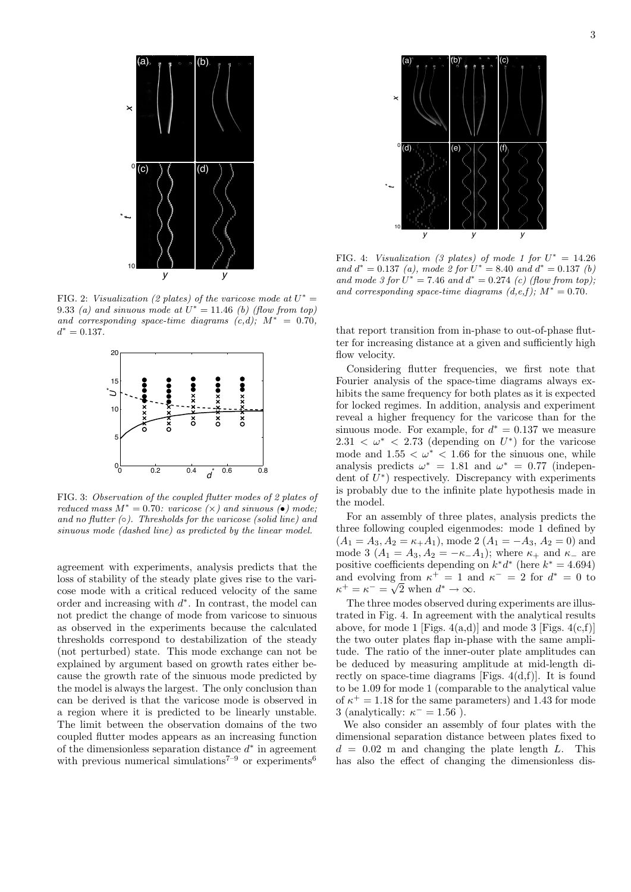FIG. 2: *Visualization (2 plates) of the varicose mode at $U^* = 9.33$ (a) and sinuous mode at $U^* = 11.46$ (b) (flow from top) and corresponding space-time diagrams (c,d); $M^* = 0.70$, $d^* = 0.137$.*

FIG. 3: *Observation of the coupled flutter modes of 2 plates of reduced mass $M^* = 0.70$: varicose (×) and sinuous (•) mode; and no flutter (○). Thresholds for the varicose (solid line) and sinuous mode (dashed line) as predicted by the linear model.*

agreement with experiments, analysis predicts that the loss of stability of the steady plate gives rise to the varicose mode with a critical reduced velocity of the same order and increasing with $d^*$. In contrast, the model can not predict the change of mode from varicose to sinuous as observed in the experiments because the calculated thresholds correspond to destabilization of the steady (not perturbed) state. This mode exchange can not be explained by argument based on growth rates either because the growth rate of the sinuous mode predicted by the model is always the largest. The only conclusion than can be derived is that the varicose mode is observed in a region where it is predicted to be linearly unstable. The limit between the observation domains of the two coupled flutter modes appears as an increasing function of the dimensionless separation distance $d^*$ in agreement with previous numerical simulations[7–9] or experiments[6] that report transition from in-phase to out-of-phase flutter for increasing distance at a given and sufficiently high flow velocity.

FIG. 4: *Visualization (3 plates) of mode 1 for $U^* = 14.26$ and $d^* = 0.137$ (a), mode 2 for $U^* = 8.40$ and $d^* = 0.137$ (b) and mode 3 for $U^* = 7.46$ and $d^* = 0.274$ (c) (flow from top); and corresponding space-time diagrams (d,e,f); $M^* = 0.70$.*

Considering flutter frequencies, we first note that Fourier analysis of the space-time diagrams always exhibits the same frequency for both plates as it is expected for locked regimes. In addition, analysis and experiment reveal a higher frequency for the varicose than for the sinuous mode. For example, for $d^* = 0.137$ we measure $2.31 < \omega^* < 2.73$ (depending on $U^*$) for the varicose mode and $1.55 < \omega^* < 1.66$ for the sinuous one, while analysis predicts $\omega^* = 1.81$ and $\omega^* = 0.77$ (independent of $U^*$) respectively. Discrepancy with experiments is probably due to the infinite plate hypothesis made in the model.

For an assembly of three plates, analysis predicts the three following coupled eigenmodes: mode 1 defined by ($A_1 = A_3, A_2 = \kappa_+ A_1$), mode 2 ($A_1 = -A_3$, $A_2 = 0$) and mode 3 ($A_1 = A_3, A_2 = -\kappa_- A_1$); where $\kappa_+$ and $\kappa_-$ are positive coefficients depending on $k^* d^*$ (here $k^* = 4.694$) and evolving from $\kappa^+ = 1$ and $\kappa^- = 2$ for $d^* = 0$ to $\kappa^+ = \kappa^- = \sqrt{2}$ when $d^* \to \infty$.

The three modes observed during experiments are illustrated in Fig. 4. In agreement with the analytical results above, for mode 1 [Figs. 4(a,d)] and mode 3 [Figs. 4(c,f)] the two outer plates flap in-phase with the same amplitude. The ratio of the inner-outer plate amplitudes can be deduced by measuring amplitude at mid-length directly on space-time diagrams [Figs. 4(d,f)]. It is found to be 1.09 for mode 1 (comparable to the analytical value of $\kappa^+ = 1.18$ for the same parameters) and 1.43 for mode 3 (analytically: $\kappa^- = 1.56$ ).

We also consider an assembly of four plates with the dimensional separation distance between plates fixed to $d = 0.02$ m and changing the plate length $L$. This has also the effect of changing the dimensionless dis-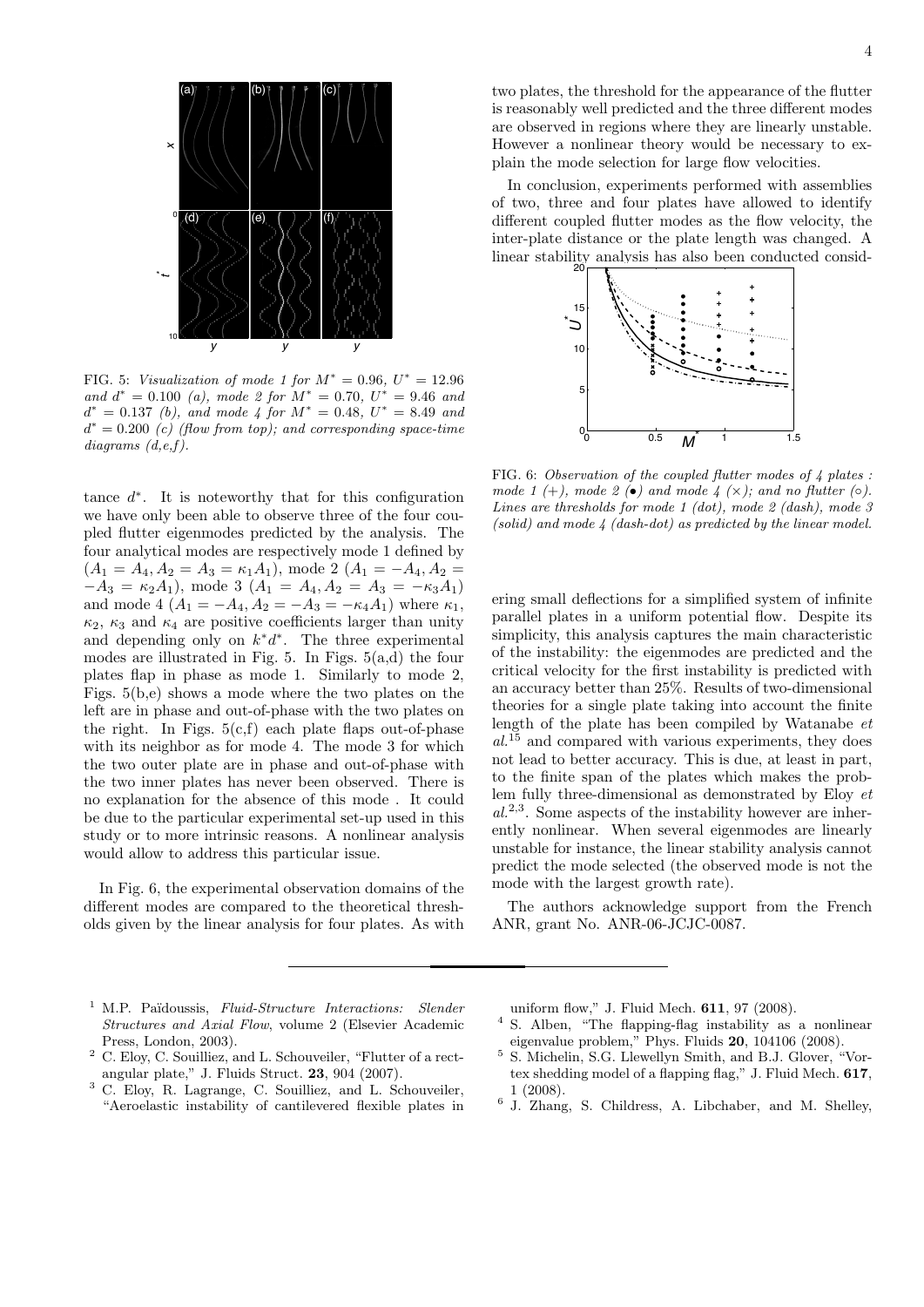FIG. 5: *Visualization of mode 1 for $M^* = 0.96$, $U^* = 12.96$ and $d^* = 0.100$ (a), mode 2 for $M^* = 0.70$, $U^* = 9.46$ and $d^* = 0.137$ (b), and mode 4 for $M^* = 0.48$, $U^* = 8.49$ and $d^* = 0.200$ (c) (flow from top); and corresponding space-time diagrams (d,e,f).*

tance $d^*$. It is noteworthy that for this configuration we have only been able to observe three of the four coupled flutter eigenmodes predicted by the analysis. The four analytical modes are respectively mode 1 defined by ($A_1 = A_4, A_2 = A_3 = \kappa_1 A_1$), mode 2 ($A_1 = -A_4, A_2 = -A_3 = \kappa_2 A_1$), mode 3 ($A_1 = A_4, A_2 = A_3 = -\kappa_3 A_1$) and mode 4 ($A_1 = -A_4, A_2 = -A_3 = -\kappa_4 A_1$) where $\kappa_1$, $\kappa_2$, $\kappa_3$ and $\kappa_4$ are positive coefficients larger than unity and depending only on $k^* d^*$. The three experimental modes are illustrated in Fig. 5. In Figs. 5(a,d) the four plates flap in phase as mode 1. Similarly to mode 2, Figs. 5(b,e) shows a mode where the two plates on the left are in phase and out-of-phase with the two plates on the right. In Figs. 5(c,f) each plate flaps out-of-phase with its neighbor as for mode 4. The mode 3 for which the two outer plate are in phase and out-of-phase with the two inner plates has never been observed. There is no explanation for the absence of this mode . It could be due to the particular experimental set-up used in this study or to more intrinsic reasons. A nonlinear analysis would allow to address this particular issue.

In Fig. 6, the experimental observation domains of the different modes are compared to the theoretical thresholds given by the linear analysis for four plates. As with two plates, the threshold for the appearance of the flutter is reasonably well predicted and the three different modes are observed in regions where they are linearly unstable. However a nonlinear theory would be necessary to explain the mode selection for large flow velocities.

In conclusion, experiments performed with assemblies of two, three and four plates have allowed to identify different coupled flutter modes as the flow velocity, the inter-plate distance or the plate length was changed. A linear stability analysis has also been conducted considering small deflections for a simplified system of infinite parallel plates in a uniform potential flow. Despite its simplicity, this analysis captures the main characteristic of the instability: the eigenmodes are predicted and the critical velocity for the first instability is predicted with an accuracy better than 25%. Results of two-dimensional theories for a single plate taking into account the finite length of the plate has been compiled by Watanabe *et al.*[15] and compared with various experiments, they does not lead to better accuracy. This is due, at least in part, to the finite span of the plates which makes the problem fully three-dimensional as demonstrated by Eloy *et al.*[2,3]. Some aspects of the instability however are inherently nonlinear. When several eigenmodes are linearly unstable for instance, the linear stability analysis cannot predict the mode selected (the observed mode is not the mode with the largest growth rate).

FIG. 6: *Observation of the coupled flutter modes of 4 plates : mode 1 (+), mode 2 (•) and mode 4 (×); and no flutter (○). Lines are thresholds for mode 1 (dot), mode 2 (dash), mode 3 (solid) and mode 4 (dash-dot) as predicted by the linear model.*

The authors acknowledge support from the French ANR, grant No. ANR-06-JCJC-0087.

---

[1] M.P. Païdoussis, *Fluid-Structure Interactions: Slender Structures and Axial Flow*, volume 2 (Elsevier Academic Press, London, 2003).

[2] C. Eloy, C. Souilliez, and L. Schouveiler, "Flutter of a rectangular plate," J. Fluids Struct. **23**, 904 (2007).

[3] C. Eloy, R. Lagrange, C. Souilliez, and L. Schouveiler, "Aeroelastic instability of cantilevered flexible plates in uniform flow," J. Fluid Mech. **611**, 97 (2008).

[4] S. Alben, "The flapping-flag instability as a nonlinear eigenvalue problem," Phys. Fluids **20**, 104106 (2008).

[5] S. Michelin, S.G. Llewellyn Smith, and B.J. Glover, "Vortex shedding model of a flapping flag," J. Fluid Mech. **617**, 1 (2008).

[6] J. Zhang, S. Childress, A. Libchaber, and M. Shelley,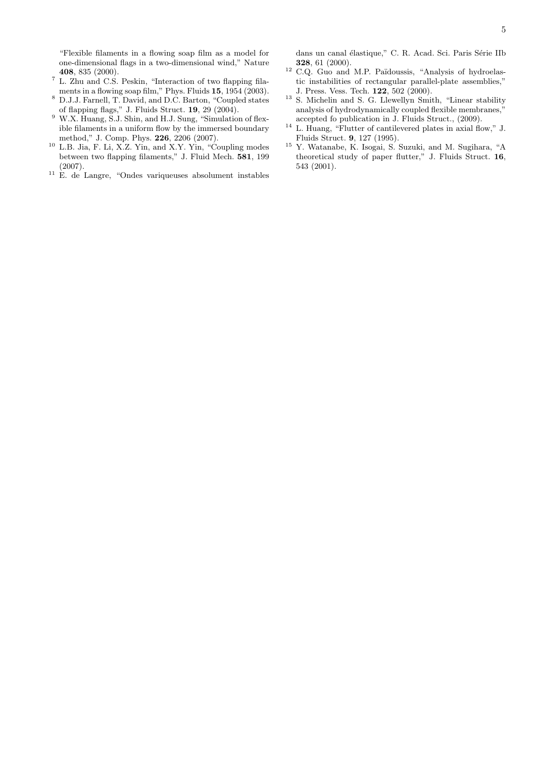"Flexible filaments in a flowing soap film as a model for one-dimensional flags in a two-dimensional wind," Nature **408**, 835 (2000).

[7] L. Zhu and C.S. Peskin, "Interaction of two flapping filaments in a flowing soap film," Phys. Fluids **15**, 1954 (2003).

[8] D.J.J. Farnell, T. David, and D.C. Barton, "Coupled states of flapping flags," J. Fluids Struct. **19**, 29 (2004).

[9] W.X. Huang, S.J. Shin, and H.J. Sung, "Simulation of flexible filaments in a uniform flow by the immersed boundary method," J. Comp. Phys. **226**, 2206 (2007).

[10] L.B. Jia, F. Li, X.Z. Yin, and X.Y. Yin, "Coupling modes between two flapping filaments," J. Fluid Mech. **581**, 199 (2007).

[11] E. de Langre, "Ondes variqueuses absolument instables dans un canal élastique," C. R. Acad. Sci. Paris Série IIb **328**, 61 (2000).

[12] C.Q. Guo and M.P. Païdoussis, "Analysis of hydroelastic instabilities of rectangular parallel-plate assemblies," J. Press. Vess. Tech. **122**, 502 (2000).

[13] S. Michelin and S. G. Llewellyn Smith, "Linear stability analysis of hydrodynamically coupled flexible membranes," accepted fo publication in J. Fluids Struct., (2009).

[14] L. Huang, "Flutter of cantilevered plates in axial flow," J. Fluids Struct. **9**, 127 (1995).

[15] Y. Watanabe, K. Isogai, S. Suzuki, and M. Sugihara, "A theoretical study of paper flutter," J. Fluids Struct. **16**, 543 (2001).